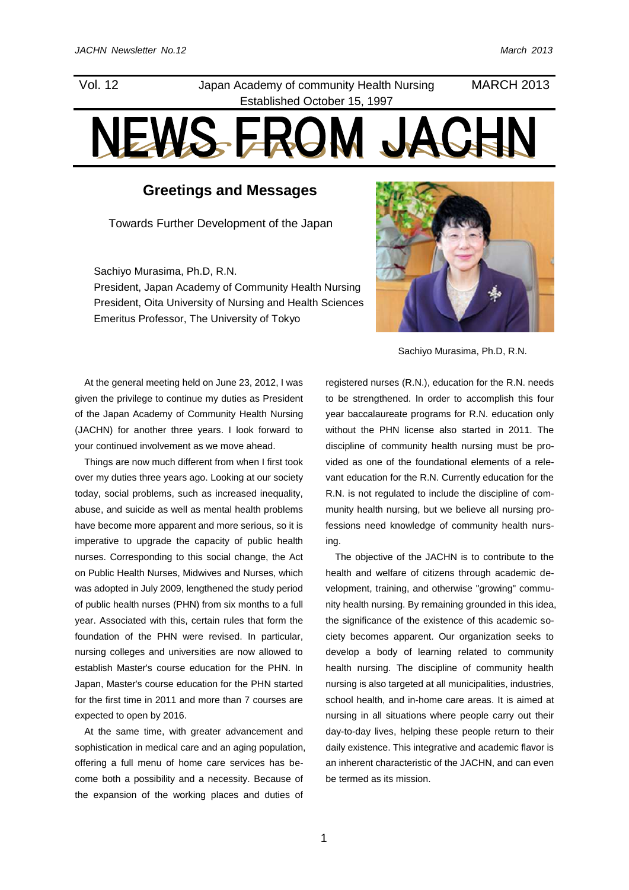Vol. 12 | Japan Academy of community Health Nursing | MARCH 2013

Established October 15, 1997

# NEWS FROM JACHN

## Greetings and Messages

Towards Further Development of the Japan

Sachiyo Murasima, Ph.D, R.N.
President, Japan Academy of Community Health Nursing
President, Oita University of Nursing and Health Sciences
Emeritus Professor, The University of Tokyo

Sachiyo Murasima, Ph.D, R.N.

At the general meeting held on June 23, 2012, I was given the privilege to continue my duties as President of the Japan Academy of Community Health Nursing (JACHN) for another three years. I look forward to your continued involvement as we move ahead.

Things are now much different from when I first took over my duties three years ago. Looking at our society today, social problems, such as increased inequality, abuse, and suicide as well as mental health problems have become more apparent and more serious, so it is imperative to upgrade the capacity of public health nurses. Corresponding to this social change, the Act on Public Health Nurses, Midwives and Nurses, which was adopted in July 2009, lengthened the study period of public health nurses (PHN) from six months to a full year. Associated with this, certain rules that form the foundation of the PHN were revised. In particular, nursing colleges and universities are now allowed to establish Master's course education for the PHN. In Japan, Master's course education for the PHN started for the first time in 2011 and more than 7 courses are expected to open by 2016.

At the same time, with greater advancement and sophistication in medical care and an aging population, offering a full menu of home care services has become both a possibility and a necessity. Because of the expansion of the working places and duties of registered nurses (R.N.), education for the R.N. needs to be strengthened. In order to accomplish this four year baccalaureate programs for R.N. education only without the PHN license also started in 2011. The discipline of community health nursing must be provided as one of the foundational elements of a relevant education for the R.N. Currently education for the R.N. is not regulated to include the discipline of community health nursing, but we believe all nursing professions need knowledge of community health nursing.

The objective of the JACHN is to contribute to the health and welfare of citizens through academic development, training, and otherwise "growing" community health nursing. By remaining grounded in this idea, the significance of the existence of this academic society becomes apparent. Our organization seeks to develop a body of learning related to community health nursing. The discipline of community health nursing is also targeted at all municipalities, industries, school health, and in-home care areas. It is aimed at nursing in all situations where people carry out their day-to-day lives, helping these people return to their daily existence. This integrative and academic flavor is an inherent characteristic of the JACHN, and can even be termed as its mission.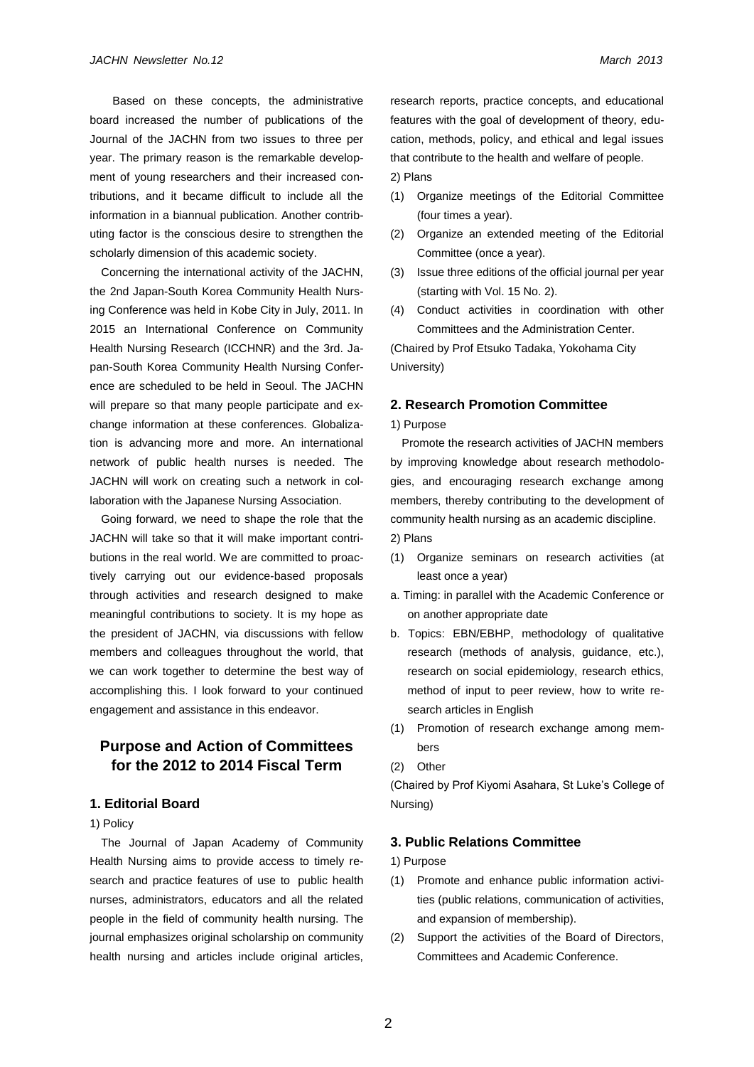Based on these concepts, the administrative board increased the number of publications of the Journal of the JACHN from two issues to three per year. The primary reason is the remarkable development of young researchers and their increased contributions, and it became difficult to include all the information in a biannual publication. Another contributing factor is the conscious desire to strengthen the scholarly dimension of this academic society.

Concerning the international activity of the JACHN, the 2nd Japan-South Korea Community Health Nursing Conference was held in Kobe City in July, 2011. In 2015 an International Conference on Community Health Nursing Research (ICCHNR) and the 3rd. Japan-South Korea Community Health Nursing Conference are scheduled to be held in Seoul. The JACHN will prepare so that many people participate and exchange information at these conferences. Globalization is advancing more and more. An international network of public health nurses is needed. The JACHN will work on creating such a network in collaboration with the Japanese Nursing Association.

Going forward, we need to shape the role that the JACHN will take so that it will make important contributions in the real world. We are committed to proactively carrying out our evidence-based proposals through activities and research designed to make meaningful contributions to society. It is my hope as the president of JACHN, via discussions with fellow members and colleagues throughout the world, that we can work together to determine the best way of accomplishing this. I look forward to your continued engagement and assistance in this endeavor.

## Purpose and Action of Committees for the 2012 to 2014 Fiscal Term

### 1. Editorial Board

1) Policy

The Journal of Japan Academy of Community Health Nursing aims to provide access to timely research and practice features of use to public health nurses, administrators, educators and all the related people in the field of community health nursing. The journal emphasizes original scholarship on community health nursing and articles include original articles, research reports, practice concepts, and educational features with the goal of development of theory, education, methods, policy, and ethical and legal issues that contribute to the health and welfare of people.

2) Plans

(1) Organize meetings of the Editorial Committee (four times a year).

(2) Organize an extended meeting of the Editorial Committee (once a year).

(3) Issue three editions of the official journal per year (starting with Vol. 15 No. 2).

(4) Conduct activities in coordination with other Committees and the Administration Center.

(Chaired by Prof Etsuko Tadaka, Yokohama City University)

### 2. Research Promotion Committee

1) Purpose

Promote the research activities of JACHN members by improving knowledge about research methodologies, and encouraging research exchange among members, thereby contributing to the development of community health nursing as an academic discipline.

2) Plans

(1) Organize seminars on research activities (at least once a year)

a. Timing: in parallel with the Academic Conference or on another appropriate date

b. Topics: EBN/EBHP, methodology of qualitative research (methods of analysis, guidance, etc.), research on social epidemiology, research ethics, method of input to peer review, how to write research articles in English

(1) Promotion of research exchange among members

(2) Other

(Chaired by Prof Kiyomi Asahara, St Luke's College of Nursing)

### 3. Public Relations Committee

1) Purpose

(1) Promote and enhance public information activities (public relations, communication of activities, and expansion of membership).

(2) Support the activities of the Board of Directors, Committees and Academic Conference.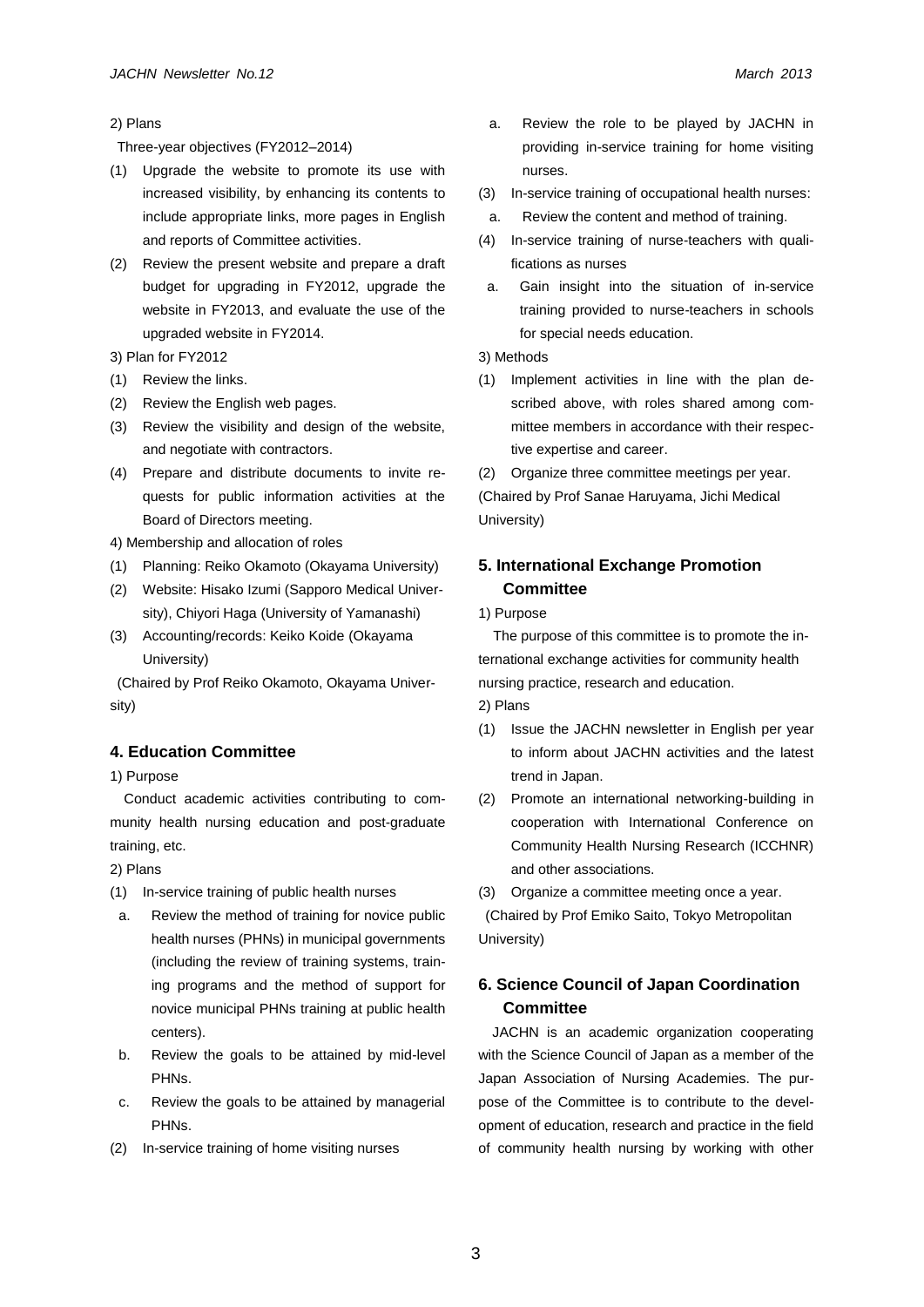2) Plans

Three-year objectives (FY2012–2014)

(1) Upgrade the website to promote its use with increased visibility, by enhancing its contents to include appropriate links, more pages in English and reports of Committee activities.
(2) Review the present website and prepare a draft budget for upgrading in FY2012, upgrade the website in FY2013, and evaluate the use of the upgraded website in FY2014.

3) Plan for FY2012

(1) Review the links.
(2) Review the English web pages.
(3) Review the visibility and design of the website, and negotiate with contractors.
(4) Prepare and distribute documents to invite requests for public information activities at the Board of Directors meeting.

4) Membership and allocation of roles

(1) Planning: Reiko Okamoto (Okayama University)
(2) Website: Hisako Izumi (Sapporo Medical University), Chiyori Haga (University of Yamanashi)
(3) Accounting/records: Keiko Koide (Okayama University)

(Chaired by Prof Reiko Okamoto, Okayama University)

## 4. Education Committee

1) Purpose

Conduct academic activities contributing to community health nursing education and post-graduate training, etc.

2) Plans

(1) In-service training of public health nurses
  a. Review the method of training for novice public health nurses (PHNs) in municipal governments (including the review of training systems, training programs and the method of support for novice municipal PHNs training at public health centers).
  b. Review the goals to be attained by mid-level PHNs.
  c. Review the goals to be attained by managerial PHNs.
(2) In-service training of home visiting nurses
  a. Review the role to be played by JACHN in providing in-service training for home visiting nurses.
(3) In-service training of occupational health nurses:
  a. Review the content and method of training.
(4) In-service training of nurse-teachers with qualifications as nurses
  a. Gain insight into the situation of in-service training provided to nurse-teachers in schools for special needs education.

3) Methods

(1) Implement activities in line with the plan described above, with roles shared among committee members in accordance with their respective expertise and career.
(2) Organize three committee meetings per year.

(Chaired by Prof Sanae Haruyama, Jichi Medical University)

## 5. International Exchange Promotion Committee

1) Purpose

The purpose of this committee is to promote the international exchange activities for community health nursing practice, research and education.

2) Plans

(1) Issue the JACHN newsletter in English per year to inform about JACHN activities and the latest trend in Japan.
(2) Promote an international networking-building in cooperation with International Conference on Community Health Nursing Research (ICCHNR) and other associations.
(3) Organize a committee meeting once a year.

(Chaired by Prof Emiko Saito, Tokyo Metropolitan University)

## 6. Science Council of Japan Coordination Committee

JACHN is an academic organization cooperating with the Science Council of Japan as a member of the Japan Association of Nursing Academies. The purpose of the Committee is to contribute to the development of education, research and practice in the field of community health nursing by working with other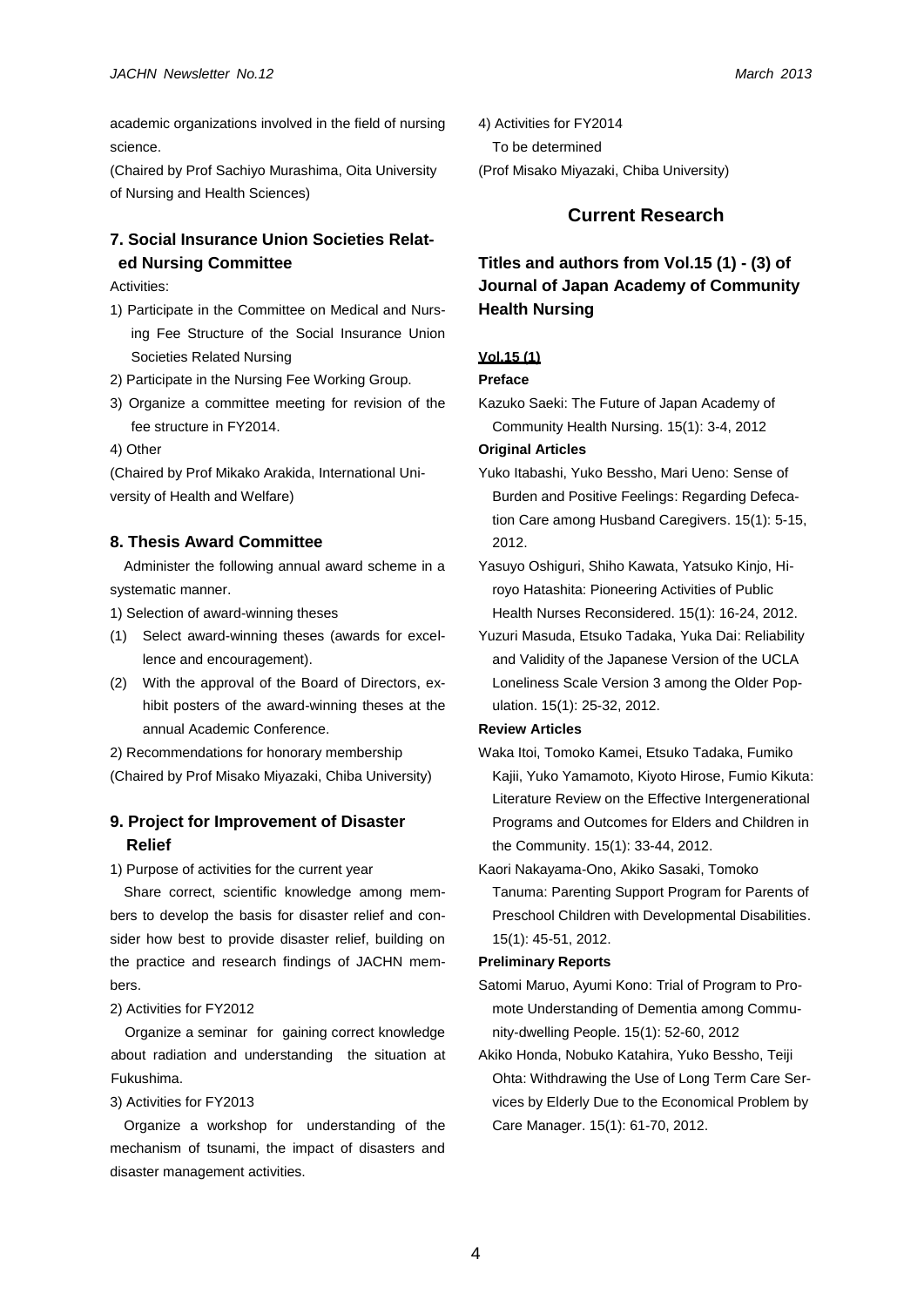academic organizations involved in the field of nursing science.

(Chaired by Prof Sachiyo Murashima, Oita University of Nursing and Health Sciences)

### 7. Social Insurance Union Societies Related Nursing Committee

Activities:

1) Participate in the Committee on Medical and Nursing Fee Structure of the Social Insurance Union Societies Related Nursing
2) Participate in the Nursing Fee Working Group.
3) Organize a committee meeting for revision of the fee structure in FY2014.
4) Other

(Chaired by Prof Mikako Arakida, International University of Health and Welfare)

### 8. Thesis Award Committee

Administer the following annual award scheme in a systematic manner.

1) Selection of award-winning theses

(1) Select award-winning theses (awards for excellence and encouragement).

(2) With the approval of the Board of Directors, exhibit posters of the award-winning theses at the annual Academic Conference.

2) Recommendations for honorary membership

(Chaired by Prof Misako Miyazaki, Chiba University)

### 9. Project for Improvement of Disaster Relief

1) Purpose of activities for the current year

Share correct, scientific knowledge among members to develop the basis for disaster relief and consider how best to provide disaster relief, building on the practice and research findings of JACHN members.

2) Activities for FY2012

Organize a seminar for gaining correct knowledge about radiation and understanding the situation at Fukushima.

3) Activities for FY2013

Organize a workshop for understanding of the mechanism of tsunami, the impact of disasters and disaster management activities.

4) Activities for FY2014

To be determined

(Prof Misako Miyazaki, Chiba University)

## Current Research

### Titles and authors from Vol.15 (1) - (3) of Journal of Japan Academy of Community Health Nursing

**Vol.15 (1)**

**Preface**

Kazuko Saeki: The Future of Japan Academy of Community Health Nursing. 15(1): 3-4, 2012

**Original Articles**

Yuko Itabashi, Yuko Bessho, Mari Ueno: Sense of Burden and Positive Feelings: Regarding Defecation Care among Husband Caregivers. 15(1): 5-15, 2012.

Yasuyo Oshiguri, Shiho Kawata, Yatsuko Kinjo, Hiroyo Hatashita: Pioneering Activities of Public Health Nurses Reconsidered. 15(1): 16-24, 2012.

Yuzuri Masuda, Etsuko Tadaka, Yuka Dai: Reliability and Validity of the Japanese Version of the UCLA Loneliness Scale Version 3 among the Older Population. 15(1): 25-32, 2012.

**Review Articles**

Waka Itoi, Tomoko Kamei, Etsuko Tadaka, Fumiko Kajii, Yuko Yamamoto, Kiyoto Hirose, Fumio Kikuta: Literature Review on the Effective Intergenerational Programs and Outcomes for Elders and Children in the Community. 15(1): 33-44, 2012.

Kaori Nakayama-Ono, Akiko Sasaki, Tomoko Tanuma: Parenting Support Program for Parents of Preschool Children with Developmental Disabilities. 15(1): 45-51, 2012.

**Preliminary Reports**

Satomi Maruo, Ayumi Kono: Trial of Program to Promote Understanding of Dementia among Community-dwelling People. 15(1): 52-60, 2012

Akiko Honda, Nobuko Katahira, Yuko Bessho, Teiji Ohta: Withdrawing the Use of Long Term Care Services by Elderly Due to the Economical Problem by Care Manager. 15(1): 61-70, 2012.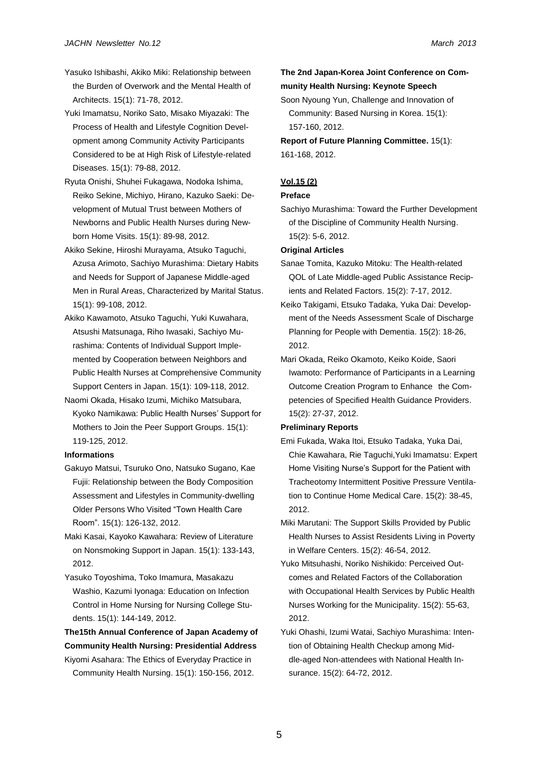Yasuko Ishibashi, Akiko Miki: Relationship between the Burden of Overwork and the Mental Health of Architects. 15(1): 71-78, 2012.

Yuki Imamatsu, Noriko Sato, Misako Miyazaki: The Process of Health and Lifestyle Cognition Development among Community Activity Participants Considered to be at High Risk of Lifestyle-related Diseases. 15(1): 79-88, 2012.

Ryuta Onishi, Shuhei Fukagawa, Nodoka Ishima, Reiko Sekine, Michiyo, Hirano, Kazuko Saeki: Development of Mutual Trust between Mothers of Newborns and Public Health Nurses during Newborn Home Visits. 15(1): 89-98, 2012.

Akiko Sekine, Hiroshi Murayama, Atsuko Taguchi, Azusa Arimoto, Sachiyo Murashima: Dietary Habits and Needs for Support of Japanese Middle-aged Men in Rural Areas, Characterized by Marital Status. 15(1): 99-108, 2012.

Akiko Kawamoto, Atsuko Taguchi, Yuki Kuwahara, Atsushi Matsunaga, Riho Iwasaki, Sachiyo Murashima: Contents of Individual Support Implemented by Cooperation between Neighbors and Public Health Nurses at Comprehensive Community Support Centers in Japan. 15(1): 109-118, 2012.

Naomi Okada, Hisako Izumi, Michiko Matsubara, Kyoko Namikawa: Public Health Nurses' Support for Mothers to Join the Peer Support Groups. 15(1): 119-125, 2012.

**Informations**

Gakuyo Matsui, Tsuruko Ono, Natsuko Sugano, Kae Fujii: Relationship between the Body Composition Assessment and Lifestyles in Community-dwelling Older Persons Who Visited "Town Health Care Room". 15(1): 126-132, 2012.

Maki Kasai, Kayoko Kawahara: Review of Literature on Nonsmoking Support in Japan. 15(1): 133-143, 2012.

Yasuko Toyoshima, Toko Imamura, Masakazu Washio, Kazumi Iyonaga: Education on Infection Control in Home Nursing for Nursing College Students. 15(1): 144-149, 2012.

**The15th Annual Conference of Japan Academy of Community Health Nursing: Presidential Address**

Kiyomi Asahara: The Ethics of Everyday Practice in Community Health Nursing. 15(1): 150-156, 2012.

**The 2nd Japan-Korea Joint Conference on Community Health Nursing: Keynote Speech**

Soon Nyoung Yun, Challenge and Innovation of Community: Based Nursing in Korea. 15(1): 157-160, 2012.

**Report of Future Planning Committee.** 15(1): 161-168, 2012.

**Vol.15 (2)**

**Preface**

Sachiyo Murashima: Toward the Further Development of the Discipline of Community Health Nursing. 15(2): 5-6, 2012.

**Original Articles**

Sanae Tomita, Kazuko Mitoku: The Health-related QOL of Late Middle-aged Public Assistance Recipients and Related Factors. 15(2): 7-17, 2012.

Keiko Takigami, Etsuko Tadaka, Yuka Dai: Development of the Needs Assessment Scale of Discharge Planning for People with Dementia. 15(2): 18-26, 2012.

Mari Okada, Reiko Okamoto, Keiko Koide, Saori Iwamoto: Performance of Participants in a Learning Outcome Creation Program to Enhance the Competencies of Specified Health Guidance Providers. 15(2): 27-37, 2012.

**Preliminary Reports**

Emi Fukada, Waka Itoi, Etsuko Tadaka, Yuka Dai, Chie Kawahara, Rie Taguchi,Yuki Imamatsu: Expert Home Visiting Nurse's Support for the Patient with Tracheotomy Intermittent Positive Pressure Ventilation to Continue Home Medical Care. 15(2): 38-45, 2012.

Miki Marutani: The Support Skills Provided by Public Health Nurses to Assist Residents Living in Poverty in Welfare Centers. 15(2): 46-54, 2012.

Yuko Mitsuhashi, Noriko Nishikido: Perceived Outcomes and Related Factors of the Collaboration with Occupational Health Services by Public Health Nurses Working for the Municipality. 15(2): 55-63, 2012.

Yuki Ohashi, Izumi Watai, Sachiyo Murashima: Intention of Obtaining Health Checkup among Middle-aged Non-attendees with National Health Insurance. 15(2): 64-72, 2012.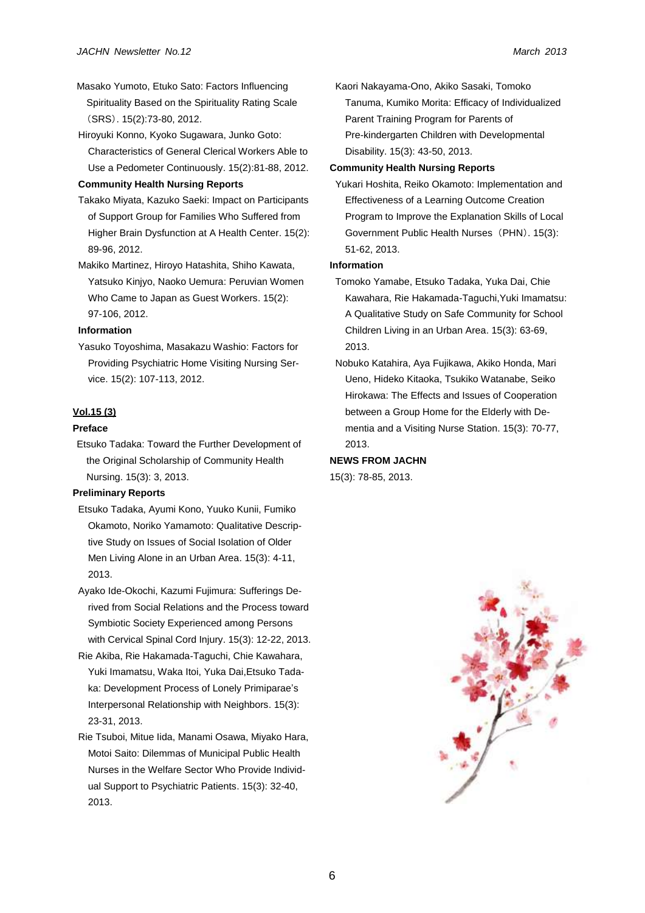Masako Yumoto, Etuko Sato: Factors Influencing Spirituality Based on the Spirituality Rating Scale（SRS）. 15(2):73-80, 2012.

Hiroyuki Konno, Kyoko Sugawara, Junko Goto: Characteristics of General Clerical Workers Able to Use a Pedometer Continuously. 15(2):81-88, 2012.

**Community Health Nursing Reports**

Takako Miyata, Kazuko Saeki: Impact on Participants of Support Group for Families Who Suffered from Higher Brain Dysfunction at A Health Center. 15(2): 89-96, 2012.

Makiko Martinez, Hiroyo Hatashita, Shiho Kawata, Yatsuko Kinjyo, Naoko Uemura: Peruvian Women Who Came to Japan as Guest Workers. 15(2): 97-106, 2012.

**Information**

Yasuko Toyoshima, Masakazu Washio: Factors for Providing Psychiatric Home Visiting Nursing Service. 15(2): 107-113, 2012.

**Vol.15 (3)**

**Preface**

Etsuko Tadaka: Toward the Further Development of the Original Scholarship of Community Health Nursing. 15(3): 3, 2013.

**Preliminary Reports**

Etsuko Tadaka, Ayumi Kono, Yuuko Kunii, Fumiko Okamoto, Noriko Yamamoto: Qualitative Descriptive Study on Issues of Social Isolation of Older Men Living Alone in an Urban Area. 15(3): 4-11, 2013.

Ayako Ide-Okochi, Kazumi Fujimura: Sufferings Derived from Social Relations and the Process toward Symbiotic Society Experienced among Persons with Cervical Spinal Cord Injury. 15(3): 12-22, 2013.

Rie Akiba, Rie Hakamada-Taguchi, Chie Kawahara, Yuki Imamatsu, Waka Itoi, Yuka Dai,Etsuko Tadaka: Development Process of Lonely Primiparae's Interpersonal Relationship with Neighbors. 15(3): 23-31, 2013.

Rie Tsuboi, Mitue Iida, Manami Osawa, Miyako Hara, Motoi Saito: Dilemmas of Municipal Public Health Nurses in the Welfare Sector Who Provide Individual Support to Psychiatric Patients. 15(3): 32-40, 2013.

Kaori Nakayama-Ono, Akiko Sasaki, Tomoko Tanuma, Kumiko Morita: Efficacy of Individualized Parent Training Program for Parents of Pre-kindergarten Children with Developmental Disability. 15(3): 43-50, 2013.

**Community Health Nursing Reports**

Yukari Hoshita, Reiko Okamoto: Implementation and Effectiveness of a Learning Outcome Creation Program to Improve the Explanation Skills of Local Government Public Health Nurses（PHN）. 15(3): 51-62, 2013.

**Information**

Tomoko Yamabe, Etsuko Tadaka, Yuka Dai, Chie Kawahara, Rie Hakamada-Taguchi,Yuki Imamatsu: A Qualitative Study on Safe Community for School Children Living in an Urban Area. 15(3): 63-69, 2013.

Nobuko Katahira, Aya Fujikawa, Akiko Honda, Mari Ueno, Hideko Kitaoka, Tsukiko Watanabe, Seiko Hirokawa: The Effects and Issues of Cooperation between a Group Home for the Elderly with Dementia and a Visiting Nurse Station. 15(3): 70-77, 2013.

**NEWS FROM JACHN**

15(3): 78-85, 2013.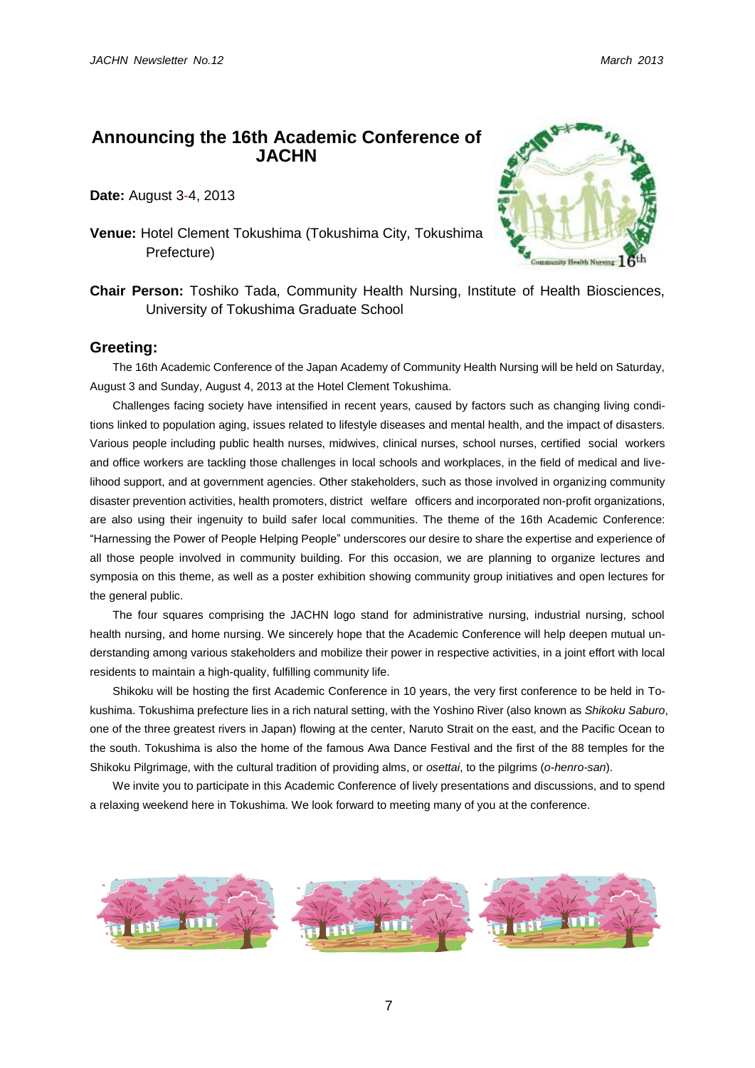# Announcing the 16th Academic Conference of JACHN

**Date:** August 3-4, 2013

**Venue:** Hotel Clement Tokushima (Tokushima City, Tokushima Prefecture)

**Chair Person:** Toshiko Tada, Community Health Nursing, Institute of Health Biosciences, University of Tokushima Graduate School

## Greeting:

The 16th Academic Conference of the Japan Academy of Community Health Nursing will be held on Saturday, August 3 and Sunday, August 4, 2013 at the Hotel Clement Tokushima.

Challenges facing society have intensified in recent years, caused by factors such as changing living conditions linked to population aging, issues related to lifestyle diseases and mental health, and the impact of disasters. Various people including public health nurses, midwives, clinical nurses, school nurses, certified social workers and office workers are tackling those challenges in local schools and workplaces, in the field of medical and livelihood support, and at government agencies. Other stakeholders, such as those involved in organizing community disaster prevention activities, health promoters, district welfare officers and incorporated non-profit organizations, are also using their ingenuity to build safer local communities. The theme of the 16th Academic Conference: "Harnessing the Power of People Helping People" underscores our desire to share the expertise and experience of all those people involved in community building. For this occasion, we are planning to organize lectures and symposia on this theme, as well as a poster exhibition showing community group initiatives and open lectures for the general public.

The four squares comprising the JACHN logo stand for administrative nursing, industrial nursing, school health nursing, and home nursing. We sincerely hope that the Academic Conference will help deepen mutual understanding among various stakeholders and mobilize their power in respective activities, in a joint effort with local residents to maintain a high-quality, fulfilling community life.

Shikoku will be hosting the first Academic Conference in 10 years, the very first conference to be held in Tokushima. Tokushima prefecture lies in a rich natural setting, with the Yoshino River (also known as *Shikoku Saburo*, one of the three greatest rivers in Japan) flowing at the center, Naruto Strait on the east, and the Pacific Ocean to the south. Tokushima is also the home of the famous Awa Dance Festival and the first of the 88 temples for the Shikoku Pilgrimage, with the cultural tradition of providing alms, or *osettai*, to the pilgrims (*o-henro-san*).

We invite you to participate in this Academic Conference of lively presentations and discussions, and to spend a relaxing weekend here in Tokushima. We look forward to meeting many of you at the conference.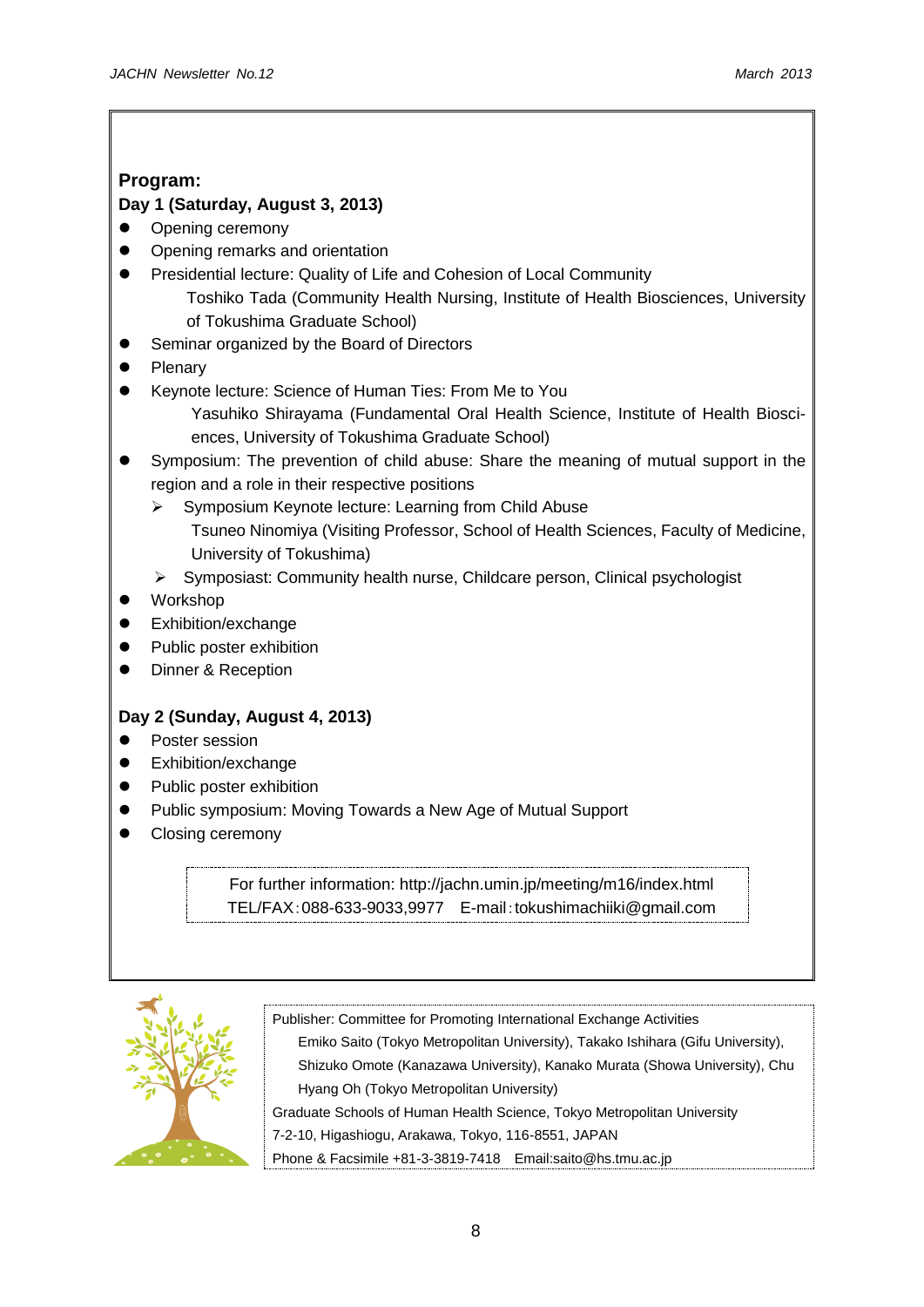**Program:**

**Day 1 (Saturday, August 3, 2013)**

- Opening ceremony
- Opening remarks and orientation
- Presidential lecture: Quality of Life and Cohesion of Local Community
  Toshiko Tada (Community Health Nursing, Institute of Health Biosciences, University of Tokushima Graduate School)
- Seminar organized by the Board of Directors
- Plenary
- Keynote lecture: Science of Human Ties: From Me to You
  Yasuhiko Shirayama (Fundamental Oral Health Science, Institute of Health Biosciences, University of Tokushima Graduate School)
- Symposium: The prevention of child abuse: Share the meaning of mutual support in the region and a role in their respective positions
  - Symposium Keynote lecture: Learning from Child Abuse
    Tsuneo Ninomiya (Visiting Professor, School of Health Sciences, Faculty of Medicine, University of Tokushima)
  - Symposiast: Community health nurse, Childcare person, Clinical psychologist
- Workshop
- Exhibition/exchange
- Public poster exhibition
- Dinner & Reception

**Day 2 (Sunday, August 4, 2013)**

- Poster session
- Exhibition/exchange
- Public poster exhibition
- Public symposium: Moving Towards a New Age of Mutual Support
- Closing ceremony

For further information: http://jachn.umin.jp/meeting/m16/index.html
TEL/FAX：088-633-9033,9977　E-mail：tokushimachiiki@gmail.com

Publisher: Committee for Promoting International Exchange Activities
Emiko Saito (Tokyo Metropolitan University), Takako Ishihara (Gifu University), Shizuko Omote (Kanazawa University), Kanako Murata (Showa University), Chu Hyang Oh (Tokyo Metropolitan University)
Graduate Schools of Human Health Science, Tokyo Metropolitan University
7-2-10, Higashiogu, Arakawa, Tokyo, 116-8551, JAPAN
Phone & Facsimile +81-3-3819-7418　Email:saito@hs.tmu.ac.jp